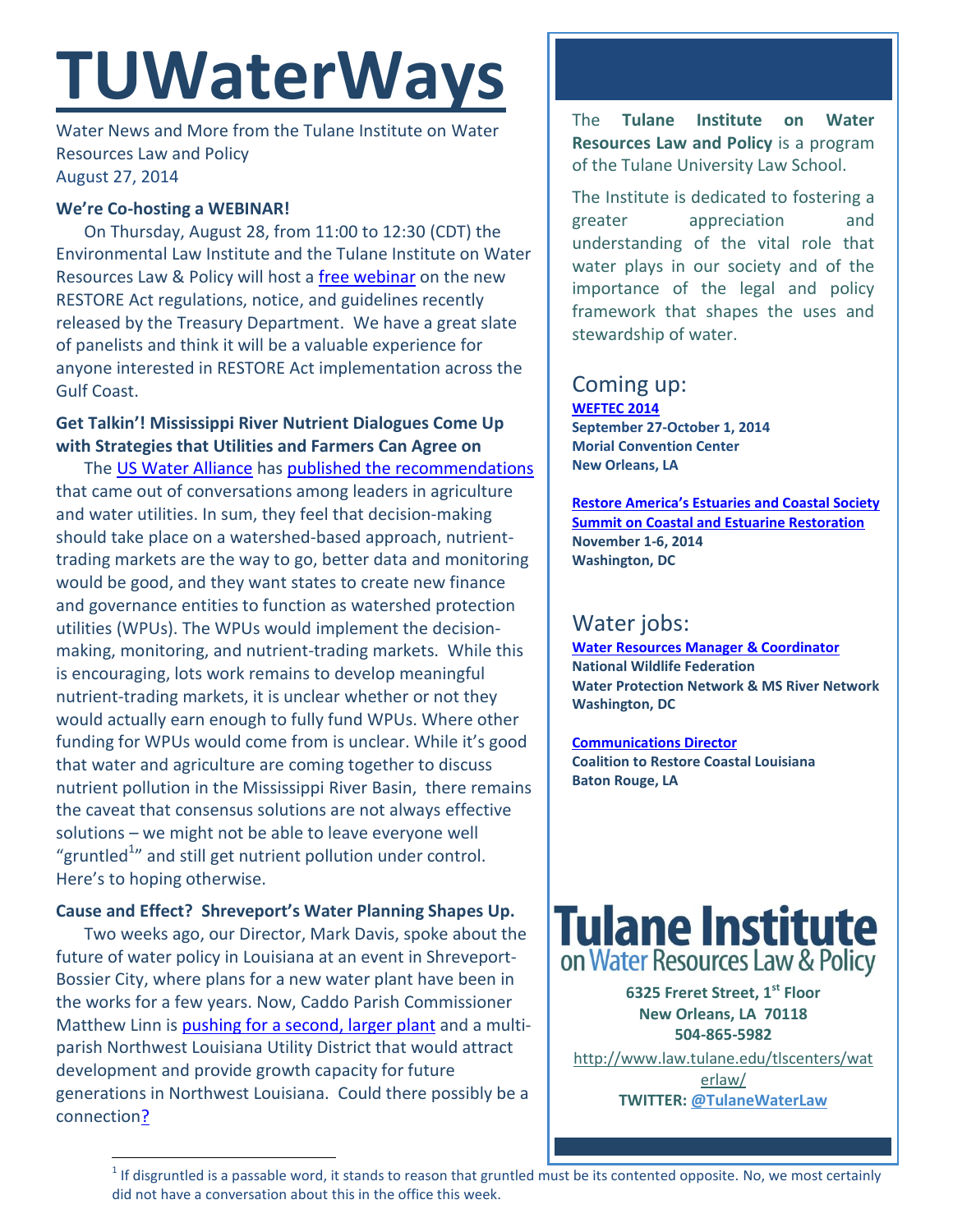# TUWaterWays

Water News and More from the Tulane Institute on Water Resources Law and Policy
August 27, 2014

### We're Co-hosting a WEBINAR!

On Thursday, August 28, from 11:00 to 12:30 (CDT) the Environmental Law Institute and the Tulane Institute on Water Resources Law & Policy will host a free webinar on the new RESTORE Act regulations, notice, and guidelines recently released by the Treasury Department. We have a great slate of panelists and think it will be a valuable experience for anyone interested in RESTORE Act implementation across the Gulf Coast.

### Get Talkin'! Mississippi River Nutrient Dialogues Come Up with Strategies that Utilities and Farmers Can Agree on

The US Water Alliance has published the recommendations that came out of conversations among leaders in agriculture and water utilities. In sum, they feel that decision-making should take place on a watershed-based approach, nutrient-trading markets are the way to go, better data and monitoring would be good, and they want states to create new finance and governance entities to function as watershed protection utilities (WPUs). The WPUs would implement the decision-making, monitoring, and nutrient-trading markets. While this is encouraging, lots work remains to develop meaningful nutrient-trading markets, it is unclear whether or not they would actually earn enough to fully fund WPUs. Where other funding for WPUs would come from is unclear. While it's good that water and agriculture are coming together to discuss nutrient pollution in the Mississippi River Basin, there remains the caveat that consensus solutions are not always effective solutions – we might not be able to leave everyone well "gruntled[1]" and still get nutrient pollution under control. Here's to hoping otherwise.

### Cause and Effect? Shreveport's Water Planning Shapes Up.

Two weeks ago, our Director, Mark Davis, spoke about the future of water policy in Louisiana at an event in Shreveport-Bossier City, where plans for a new water plant have been in the works for a few years. Now, Caddo Parish Commissioner Matthew Linn is pushing for a second, larger plant and a multi-parish Northwest Louisiana Utility District that would attract development and provide growth capacity for future generations in Northwest Louisiana. Could there possibly be a connection?

[1] If disgruntled is a passable word, it stands to reason that gruntled must be its contented opposite. No, we most certainly did not have a conversation about this in the office this week.

---

The **Tulane Institute on Water Resources Law and Policy** is a program of the Tulane University Law School.

The Institute is dedicated to fostering a greater appreciation and understanding of the vital role that water plays in our society and of the importance of the legal and policy framework that shapes the uses and stewardship of water.

## Coming up:

**WEFTEC 2014**
**September 27-October 1, 2014**
**Morial Convention Center**
**New Orleans, LA**

**Restore America's Estuaries and Coastal Society Summit on Coastal and Estuarine Restoration**
**November 1-6, 2014**
**Washington, DC**

## Water jobs:

**Water Resources Manager & Coordinator**
**National Wildlife Federation**
**Water Protection Network & MS River Network**
**Washington, DC**

**Communications Director**
**Coalition to Restore Coastal Louisiana**
**Baton Rouge, LA**

**Tulane Institute on Water Resources Law & Policy**

**6325 Freret Street, 1st Floor**
**New Orleans, LA 70118**
**504-865-5982**

http://www.law.tulane.edu/tlscenters/waterlaw/
**TWITTER: @TulaneWaterLaw**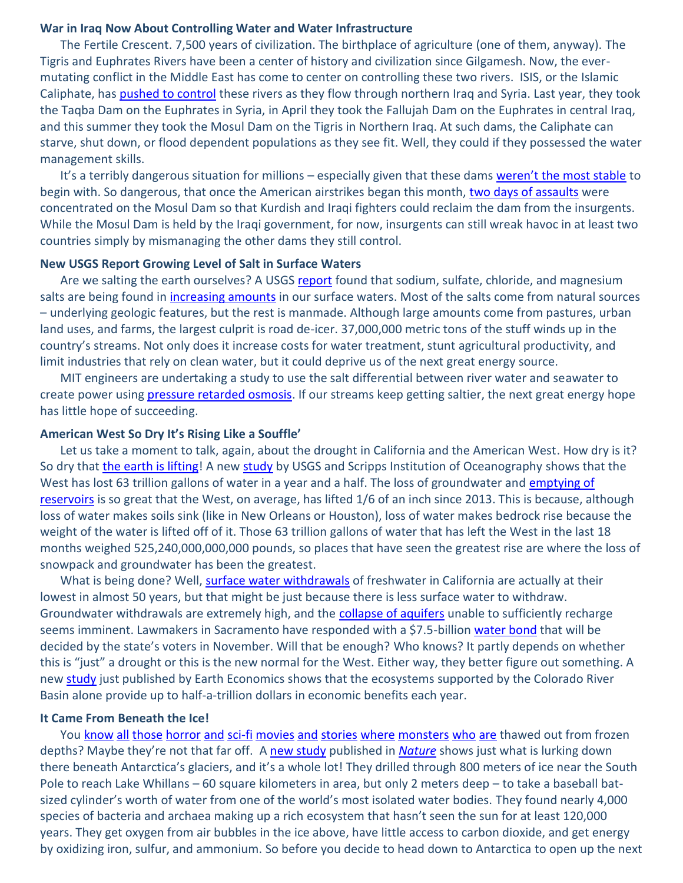**War in Iraq Now About Controlling Water and Water Infrastructure**

The Fertile Crescent. 7,500 years of civilization. The birthplace of agriculture (one of them, anyway). The Tigris and Euphrates Rivers have been a center of history and civilization since Gilgamesh. Now, the ever-mutating conflict in the Middle East has come to center on controlling these two rivers. ISIS, or the Islamic Caliphate, has pushed to control these rivers as they flow through northern Iraq and Syria. Last year, they took the Taqba Dam on the Euphrates in Syria, in April they took the Fallujah Dam on the Euphrates in central Iraq, and this summer they took the Mosul Dam on the Tigris in Northern Iraq. At such dams, the Caliphate can starve, shut down, or flood dependent populations as they see fit. Well, they could if they possessed the water management skills.

It's a terribly dangerous situation for millions – especially given that these dams weren't the most stable to begin with. So dangerous, that once the American airstrikes began this month, two days of assaults were concentrated on the Mosul Dam so that Kurdish and Iraqi fighters could reclaim the dam from the insurgents. While the Mosul Dam is held by the Iraqi government, for now, insurgents can still wreak havoc in at least two countries simply by mismanaging the other dams they still control.

**New USGS Report Growing Level of Salt in Surface Waters**

Are we salting the earth ourselves? A USGS report found that sodium, sulfate, chloride, and magnesium salts are being found in increasing amounts in our surface waters. Most of the salts come from natural sources – underlying geologic features, but the rest is manmade. Although large amounts come from pastures, urban land uses, and farms, the largest culprit is road de-icer. 37,000,000 metric tons of the stuff winds up in the country's streams. Not only does it increase costs for water treatment, stunt agricultural productivity, and limit industries that rely on clean water, but it could deprive us of the next great energy source.

MIT engineers are undertaking a study to use the salt differential between river water and seawater to create power using pressure retarded osmosis. If our streams keep getting saltier, the next great energy hope has little hope of succeeding.

**American West So Dry It's Rising Like a Souffle'**

Let us take a moment to talk, again, about the drought in California and the American West. How dry is it? So dry that the earth is lifting! A new study by USGS and Scripps Institution of Oceanography shows that the West has lost 63 trillion gallons of water in a year and a half. The loss of groundwater and emptying of reservoirs is so great that the West, on average, has lifted 1/6 of an inch since 2013. This is because, although loss of water makes soils sink (like in New Orleans or Houston), loss of water makes bedrock rise because the weight of the water is lifted off of it. Those 63 trillion gallons of water that has left the West in the last 18 months weighed 525,240,000,000,000 pounds, so places that have seen the greatest rise are where the loss of snowpack and groundwater has been the greatest.

What is being done? Well, surface water withdrawals of freshwater in California are actually at their lowest in almost 50 years, but that might be just because there is less surface water to withdraw. Groundwater withdrawals are extremely high, and the collapse of aquifers unable to sufficiently recharge seems imminent. Lawmakers in Sacramento have responded with a $7.5-billion water bond that will be decided by the state's voters in November. Will that be enough? Who knows? It partly depends on whether this is "just" a drought or this is the new normal for the West. Either way, they better figure out something. A new study just published by Earth Economics shows that the ecosystems supported by the Colorado River Basin alone provide up to half-a-trillion dollars in economic benefits each year.

**It Came From Beneath the Ice!**

You know all those horror and sci-fi movies and stories where monsters who are thawed out from frozen depths? Maybe they're not that far off. A new study published in *Nature* shows just what is lurking down there beneath Antarctica's glaciers, and it's a whole lot! They drilled through 800 meters of ice near the South Pole to reach Lake Whillans – 60 square kilometers in area, but only 2 meters deep – to take a baseball bat-sized cylinder's worth of water from one of the world's most isolated water bodies. They found nearly 4,000 species of bacteria and archaea making up a rich ecosystem that hasn't seen the sun for at least 120,000 years. They get oxygen from air bubbles in the ice above, have little access to carbon dioxide, and get energy by oxidizing iron, sulfur, and ammonium. So before you decide to head down to Antarctica to open up the next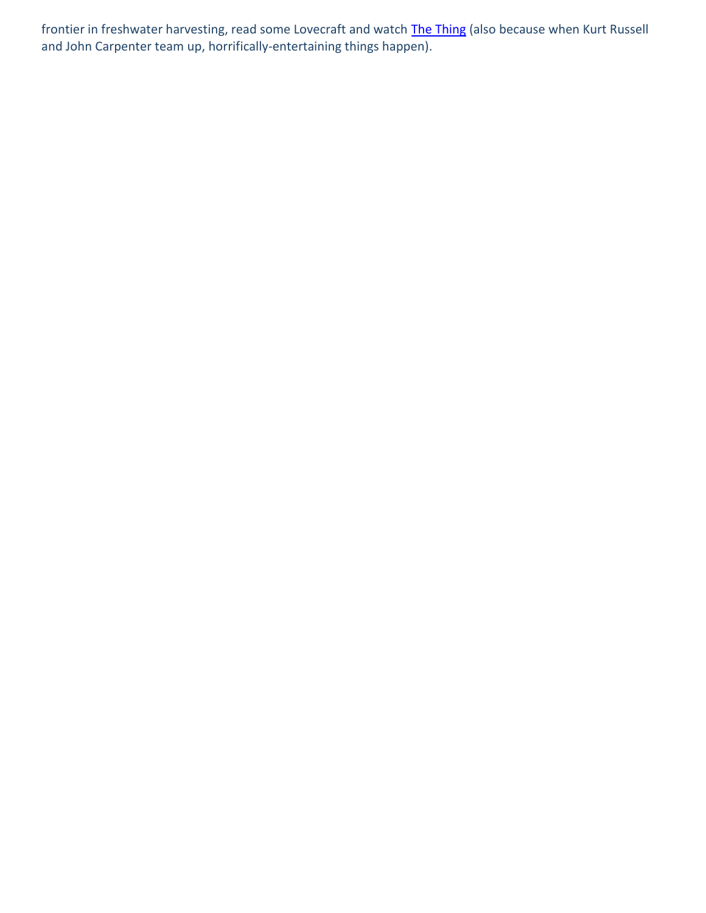frontier in freshwater harvesting, read some Lovecraft and watch [The Thing] (also because when Kurt Russell and John Carpenter team up, horrifically-entertaining things happen).